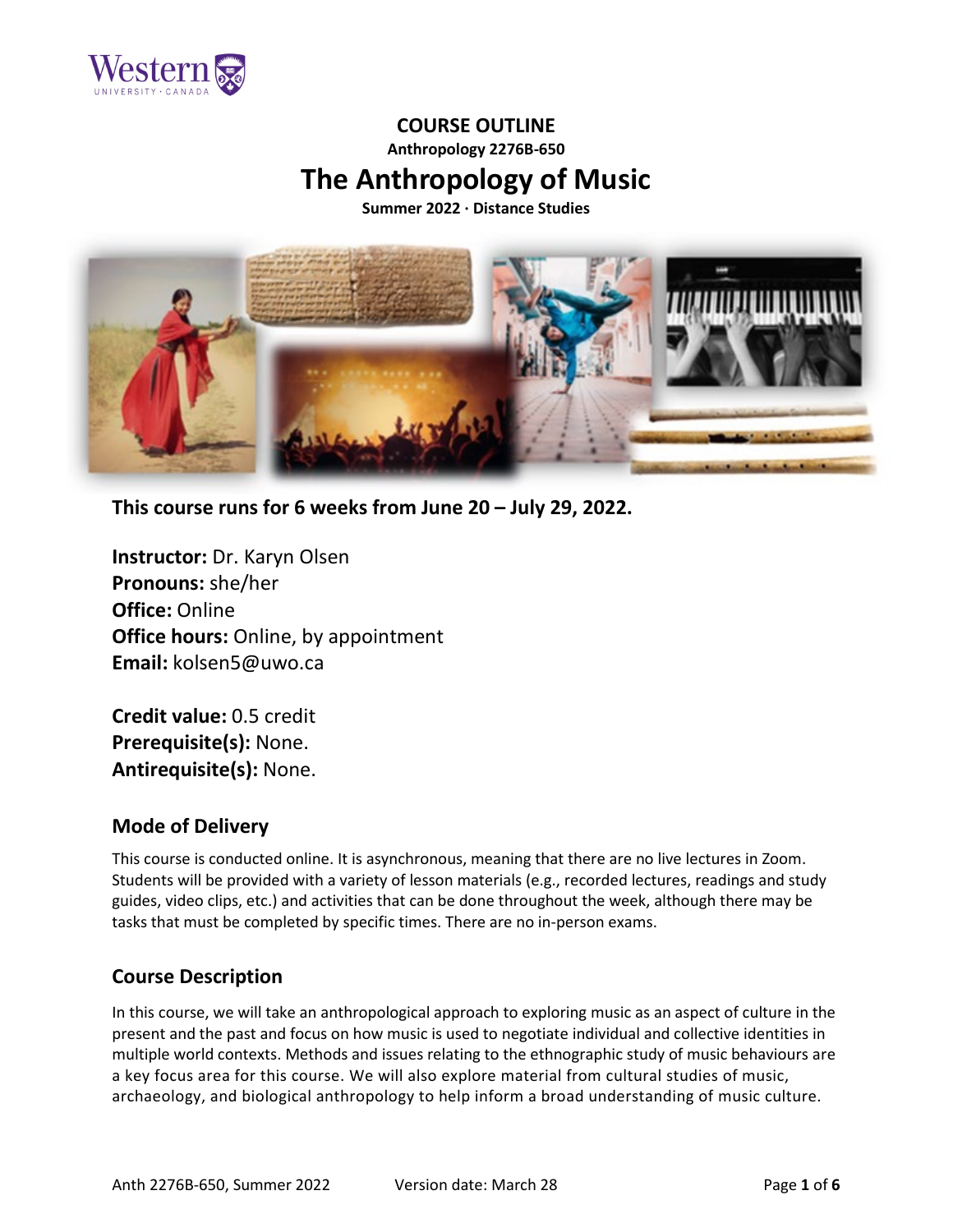# COURSE OUTLINE

**Anthropology 2276B-650**

# The Anthropology of Music

**Summer 2022 · Distance Studies**

**This course runs for 6 weeks from June 20 – July 29, 2022.**

**Instructor:** Dr. Karyn Olsen
**Pronouns:** she/her
**Office:** Online
**Office hours:** Online, by appointment
**Email:** kolsen5@uwo.ca

**Credit value:** 0.5 credit
**Prerequisite(s):** None.
**Antirequisite(s):** None.

## Mode of Delivery

This course is conducted online. It is asynchronous, meaning that there are no live lectures in Zoom. Students will be provided with a variety of lesson materials (e.g., recorded lectures, readings and study guides, video clips, etc.) and activities that can be done throughout the week, although there may be tasks that must be completed by specific times. There are no in-person exams.

## Course Description

In this course, we will take an anthropological approach to exploring music as an aspect of culture in the present and the past and focus on how music is used to negotiate individual and collective identities in multiple world contexts. Methods and issues relating to the ethnographic study of music behaviours are a key focus area for this course. We will also explore material from cultural studies of music, archaeology, and biological anthropology to help inform a broad understanding of music culture.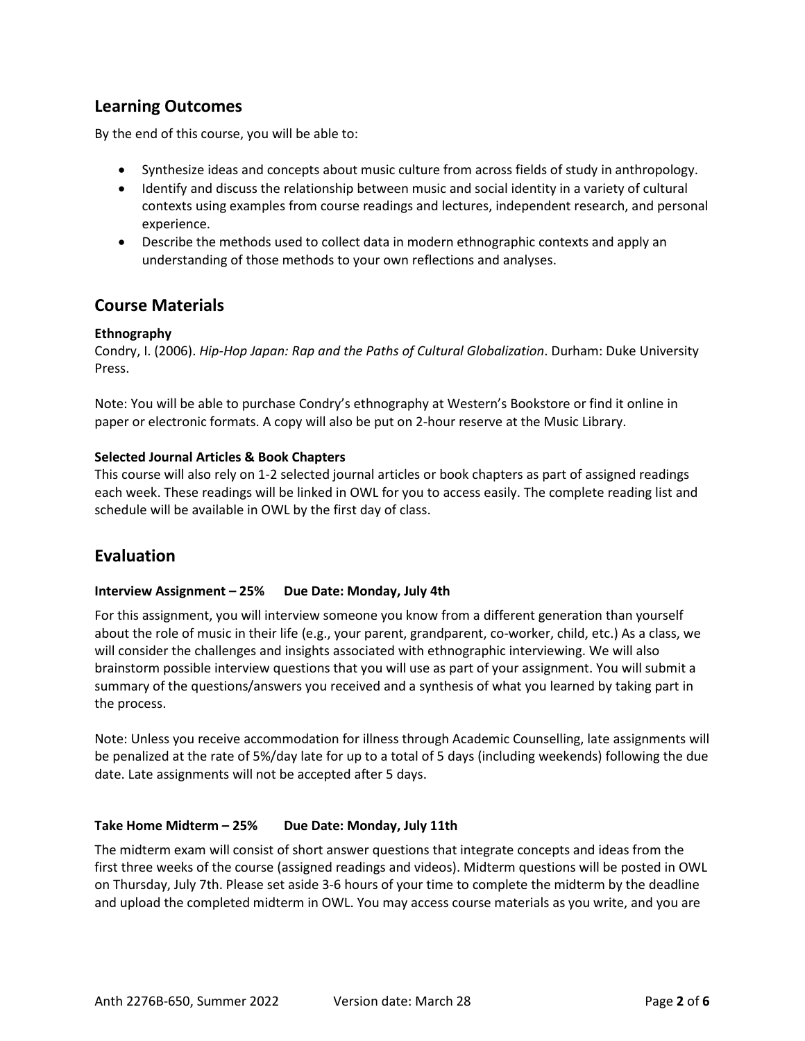## Learning Outcomes

By the end of this course, you will be able to:

- Synthesize ideas and concepts about music culture from across fields of study in anthropology.
- Identify and discuss the relationship between music and social identity in a variety of cultural contexts using examples from course readings and lectures, independent research, and personal experience.
- Describe the methods used to collect data in modern ethnographic contexts and apply an understanding of those methods to your own reflections and analyses.

## Course Materials

**Ethnography**

Condry, I. (2006). *Hip-Hop Japan: Rap and the Paths of Cultural Globalization*. Durham: Duke University Press.

Note: You will be able to purchase Condry's ethnography at Western's Bookstore or find it online in paper or electronic formats. A copy will also be put on 2-hour reserve at the Music Library.

**Selected Journal Articles & Book Chapters**

This course will also rely on 1-2 selected journal articles or book chapters as part of assigned readings each week. These readings will be linked in OWL for you to access easily. The complete reading list and schedule will be available in OWL by the first day of class.

## Evaluation

**Interview Assignment – 25% Due Date: Monday, July 4th**

For this assignment, you will interview someone you know from a different generation than yourself about the role of music in their life (e.g., your parent, grandparent, co-worker, child, etc.) As a class, we will consider the challenges and insights associated with ethnographic interviewing. We will also brainstorm possible interview questions that you will use as part of your assignment. You will submit a summary of the questions/answers you received and a synthesis of what you learned by taking part in the process.

Note: Unless you receive accommodation for illness through Academic Counselling, late assignments will be penalized at the rate of 5%/day late for up to a total of 5 days (including weekends) following the due date. Late assignments will not be accepted after 5 days.

**Take Home Midterm – 25% Due Date: Monday, July 11th**

The midterm exam will consist of short answer questions that integrate concepts and ideas from the first three weeks of the course (assigned readings and videos). Midterm questions will be posted in OWL on Thursday, July 7th. Please set aside 3-6 hours of your time to complete the midterm by the deadline and upload the completed midterm in OWL. You may access course materials as you write, and you are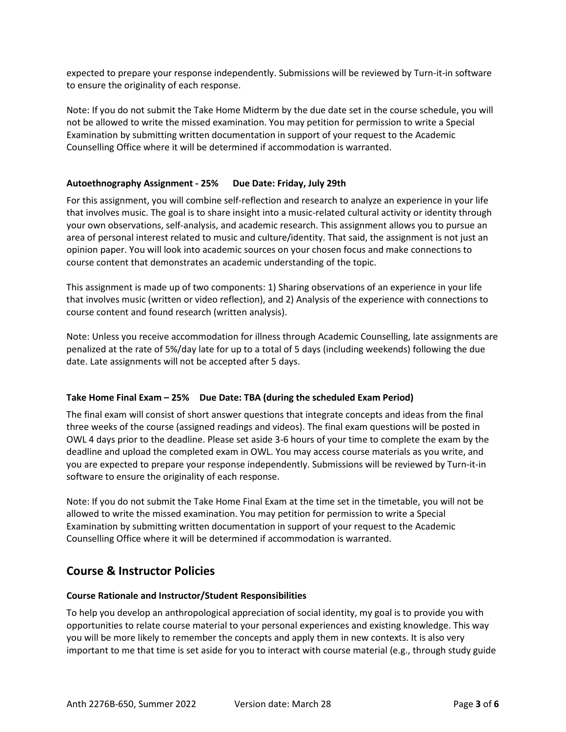expected to prepare your response independently. Submissions will be reviewed by Turn-it-in software to ensure the originality of each response.

Note: If you do not submit the Take Home Midterm by the due date set in the course schedule, you will not be allowed to write the missed examination. You may petition for permission to write a Special Examination by submitting written documentation in support of your request to the Academic Counselling Office where it will be determined if accommodation is warranted.

**Autoethnography Assignment - 25%      Due Date: Friday, July 29th**

For this assignment, you will combine self-reflection and research to analyze an experience in your life that involves music. The goal is to share insight into a music-related cultural activity or identity through your own observations, self-analysis, and academic research. This assignment allows you to pursue an area of personal interest related to music and culture/identity. That said, the assignment is not just an opinion paper. You will look into academic sources on your chosen focus and make connections to course content that demonstrates an academic understanding of the topic.

This assignment is made up of two components: 1) Sharing observations of an experience in your life that involves music (written or video reflection), and 2) Analysis of the experience with connections to course content and found research (written analysis).

Note: Unless you receive accommodation for illness through Academic Counselling, late assignments are penalized at the rate of 5%/day late for up to a total of 5 days (including weekends) following the due date. Late assignments will not be accepted after 5 days.

**Take Home Final Exam – 25%    Due Date: TBA (during the scheduled Exam Period)**

The final exam will consist of short answer questions that integrate concepts and ideas from the final three weeks of the course (assigned readings and videos). The final exam questions will be posted in OWL 4 days prior to the deadline. Please set aside 3-6 hours of your time to complete the exam by the deadline and upload the completed exam in OWL. You may access course materials as you write, and you are expected to prepare your response independently. Submissions will be reviewed by Turn-it-in software to ensure the originality of each response.

Note: If you do not submit the Take Home Final Exam at the time set in the timetable, you will not be allowed to write the missed examination. You may petition for permission to write a Special Examination by submitting written documentation in support of your request to the Academic Counselling Office where it will be determined if accommodation is warranted.

## Course & Instructor Policies

**Course Rationale and Instructor/Student Responsibilities**

To help you develop an anthropological appreciation of social identity, my goal is to provide you with opportunities to relate course material to your personal experiences and existing knowledge. This way you will be more likely to remember the concepts and apply them in new contexts. It is also very important to me that time is set aside for you to interact with course material (e.g., through study guide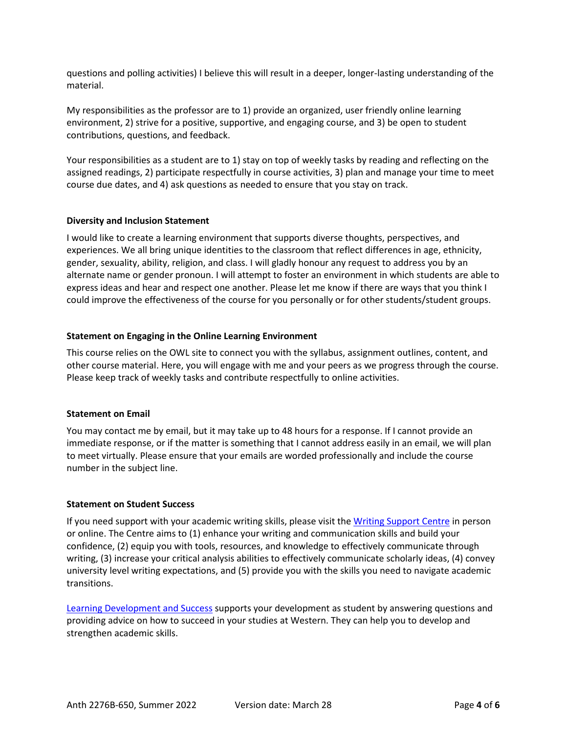questions and polling activities) I believe this will result in a deeper, longer-lasting understanding of the material.

My responsibilities as the professor are to 1) provide an organized, user friendly online learning environment, 2) strive for a positive, supportive, and engaging course, and 3) be open to student contributions, questions, and feedback.

Your responsibilities as a student are to 1) stay on top of weekly tasks by reading and reflecting on the assigned readings, 2) participate respectfully in course activities, 3) plan and manage your time to meet course due dates, and 4) ask questions as needed to ensure that you stay on track.

**Diversity and Inclusion Statement**

I would like to create a learning environment that supports diverse thoughts, perspectives, and experiences. We all bring unique identities to the classroom that reflect differences in age, ethnicity, gender, sexuality, ability, religion, and class. I will gladly honour any request to address you by an alternate name or gender pronoun. I will attempt to foster an environment in which students are able to express ideas and hear and respect one another. Please let me know if there are ways that you think I could improve the effectiveness of the course for you personally or for other students/student groups.

**Statement on Engaging in the Online Learning Environment**

This course relies on the OWL site to connect you with the syllabus, assignment outlines, content, and other course material. Here, you will engage with me and your peers as we progress through the course. Please keep track of weekly tasks and contribute respectfully to online activities.

**Statement on Email**

You may contact me by email, but it may take up to 48 hours for a response. If I cannot provide an immediate response, or if the matter is something that I cannot address easily in an email, we will plan to meet virtually. Please ensure that your emails are worded professionally and include the course number in the subject line.

**Statement on Student Success**

If you need support with your academic writing skills, please visit the Writing Support Centre in person or online. The Centre aims to (1) enhance your writing and communication skills and build your confidence, (2) equip you with tools, resources, and knowledge to effectively communicate through writing, (3) increase your critical analysis abilities to effectively communicate scholarly ideas, (4) convey university level writing expectations, and (5) provide you with the skills you need to navigate academic transitions.

Learning Development and Success supports your development as student by answering questions and providing advice on how to succeed in your studies at Western. They can help you to develop and strengthen academic skills.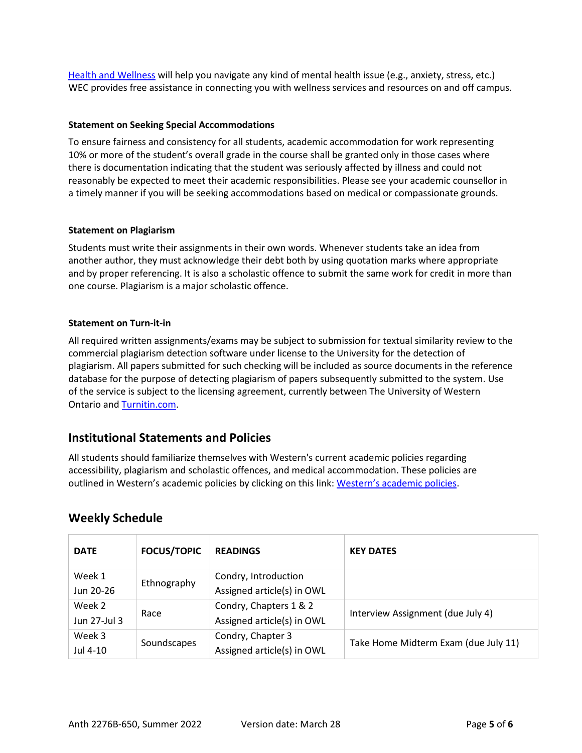[Health and Wellness](#) will help you navigate any kind of mental health issue (e.g., anxiety, stress, etc.) WEC provides free assistance in connecting you with wellness services and resources on and off campus.

#### Statement on Seeking Special Accommodations

To ensure fairness and consistency for all students, academic accommodation for work representing 10% or more of the student's overall grade in the course shall be granted only in those cases where there is documentation indicating that the student was seriously affected by illness and could not reasonably be expected to meet their academic responsibilities. Please see your academic counsellor in a timely manner if you will be seeking accommodations based on medical or compassionate grounds.

#### Statement on Plagiarism

Students must write their assignments in their own words. Whenever students take an idea from another author, they must acknowledge their debt both by using quotation marks where appropriate and by proper referencing. It is also a scholastic offence to submit the same work for credit in more than one course. Plagiarism is a major scholastic offence.

#### Statement on Turn-it-in

All required written assignments/exams may be subject to submission for textual similarity review to the commercial plagiarism detection software under license to the University for the detection of plagiarism. All papers submitted for such checking will be included as source documents in the reference database for the purpose of detecting plagiarism of papers subsequently submitted to the system. Use of the service is subject to the licensing agreement, currently between The University of Western Ontario and [Turnitin.com](#).

## Institutional Statements and Policies

All students should familiarize themselves with Western's current academic policies regarding accessibility, plagiarism and scholastic offences, and medical accommodation. These policies are outlined in Western's academic policies by clicking on this link: [Western's academic policies](#).

## Weekly Schedule

| DATE | FOCUS/TOPIC | READINGS | KEY DATES |
|---|---|---|---|
| Week 1<br>Jun 20-26 | Ethnography | Condry, Introduction<br>Assigned article(s) in OWL | |
| Week 2<br>Jun 27-Jul 3 | Race | Condry, Chapters 1 & 2<br>Assigned article(s) in OWL | Interview Assignment (due July 4) |
| Week 3<br>Jul 4-10 | Soundscapes | Condry, Chapter 3<br>Assigned article(s) in OWL | Take Home Midterm Exam (due July 11) |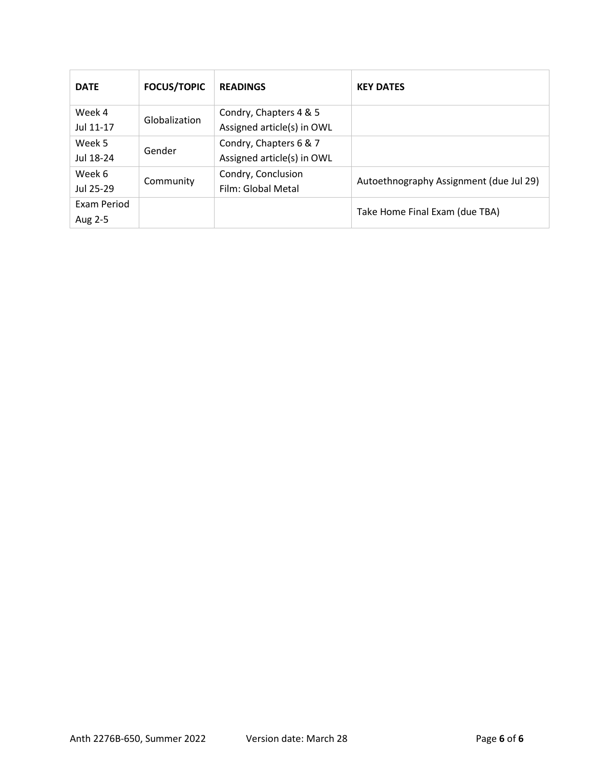| DATE | FOCUS/TOPIC | READINGS | KEY DATES |
| --- | --- | --- | --- |
| Week 4<br>Jul 11-17 | Globalization | Condry, Chapters 4 & 5<br>Assigned article(s) in OWL | |
| Week 5<br>Jul 18-24 | Gender | Condry, Chapters 6 & 7<br>Assigned article(s) in OWL | |
| Week 6<br>Jul 25-29 | Community | Condry, Conclusion<br>Film: Global Metal | Autoethnography Assignment (due Jul 29) |
| Exam Period<br>Aug 2-5 | | | Take Home Final Exam (due TBA) |